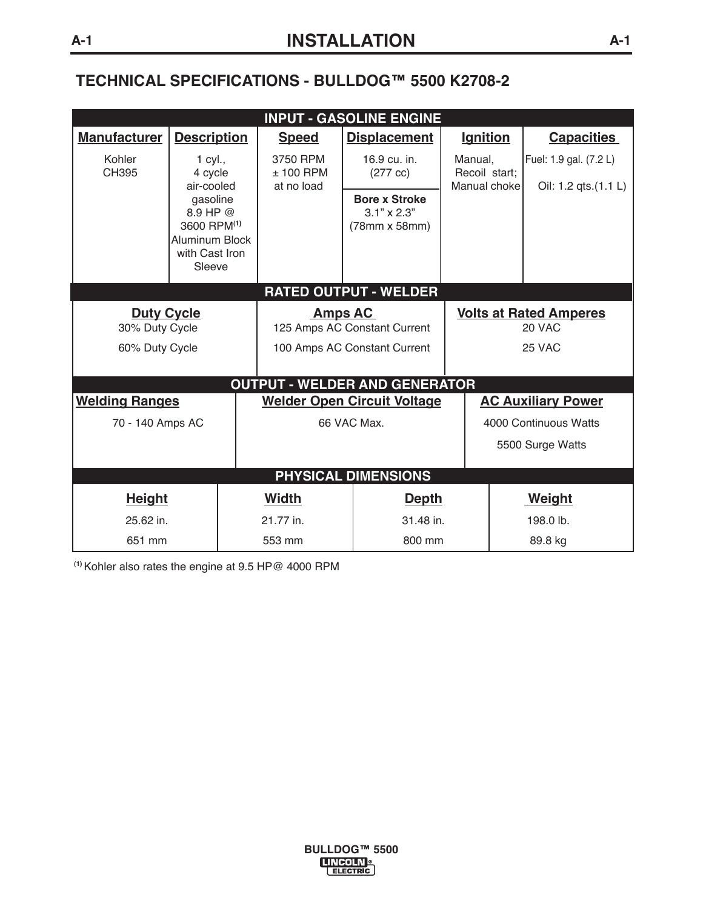# INSTALLATION

## TECHNICAL SPECIFICATIONS - BULLDOG™ 5500 K2708-2

**INPUT - GASOLINE ENGINE**

| Manufacturer | Description | Speed | Displacement | Ignition | Capacities |
|---|---|---|---|---|---|
| Kohler CH395 | 1 cyl., 4 cycle air-cooled gasoline 8.9 HP @ 3600 RPM(1) Aluminum Block with Cast Iron Sleeve | 3750 RPM ± 100 RPM at no load | 16.9 cu. in. (277 cc)<br>**Bore x Stroke**<br>3.1" x 2.3" (78mm x 58mm) | Manual, Recoil start; Manual choke | Fuel: 1.9 gal. (7.2 L)<br>Oil: 1.2 qts.(1.1 L) |

**RATED OUTPUT - WELDER**

| Duty Cycle | Amps AC | Volts at Rated Amperes |
|---|---|---|
| 30% Duty Cycle | 125 Amps AC Constant Current | 20 VAC |
| 60% Duty Cycle | 100 Amps AC Constant Current | 25 VAC |

**OUTPUT - WELDER AND GENERATOR**

| Welding Ranges | Welder Open Circuit Voltage | AC Auxiliary Power |
|---|---|---|
| 70 - 140 Amps AC | 66 VAC Max. | 4000 Continuous Watts<br>5500 Surge Watts |

**PHYSICAL DIMENSIONS**

| Height | Width | Depth | Weight |
|---|---|---|---|
| 25.62 in. | 21.77 in. | 31.48 in. | 198.0 lb. |
| 651 mm | 553 mm | 800 mm | 89.8 kg |

(1) Kohler also rates the engine at 9.5 HP@ 4000 RPM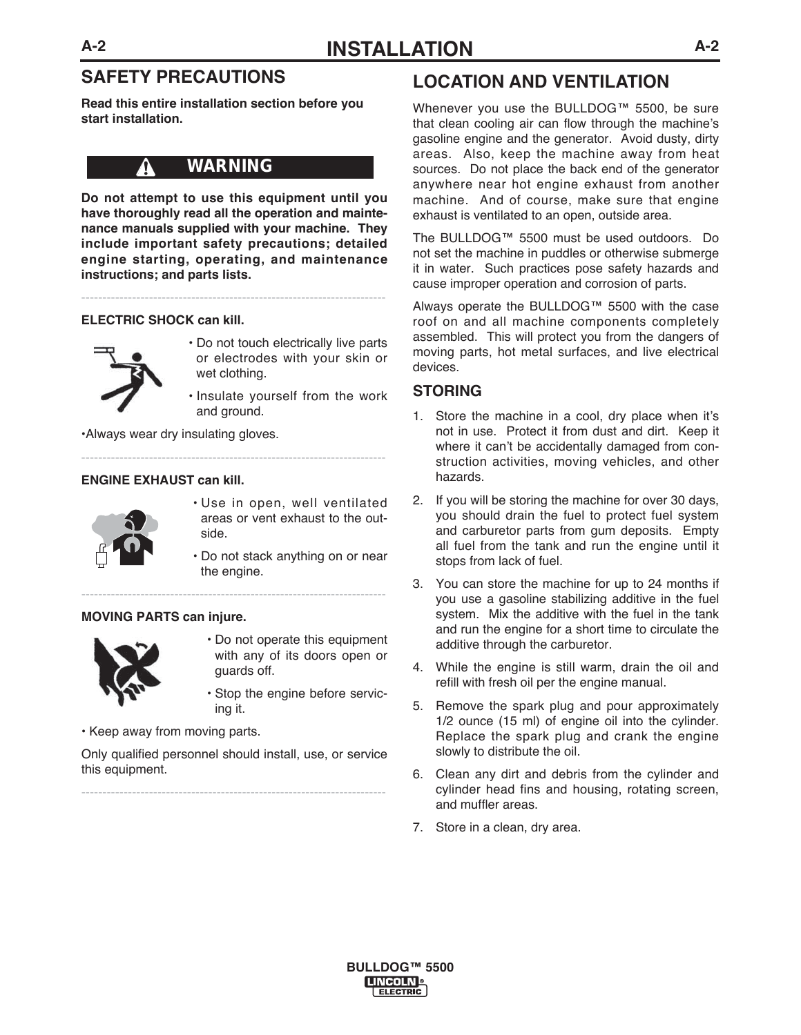# INSTALLATION

## SAFETY PRECAUTIONS

**Read this entire installation section before you start installation.**

**WARNING**

**Do not attempt to use this equipment until you have thoroughly read all the operation and maintenance manuals supplied with your machine. They include important safety precautions; detailed engine starting, operating, and maintenance instructions; and parts lists.**

---

**ELECTRIC SHOCK can kill.**

- Do not touch electrically live parts or electrodes with your skin or wet clothing.
- Insulate yourself from the work and ground.

•Always wear dry insulating gloves.

---

**ENGINE EXHAUST can kill.**

- Use in open, well ventilated areas or vent exhaust to the outside.
- Do not stack anything on or near the engine.

---

**MOVING PARTS can injure.**

- Do not operate this equipment with any of its doors open or guards off.
- Stop the engine before servicing it.

• Keep away from moving parts.

Only qualified personnel should install, use, or service this equipment.

---

## LOCATION AND VENTILATION

Whenever you use the BULLDOG™ 5500, be sure that clean cooling air can flow through the machine's gasoline engine and the generator. Avoid dusty, dirty areas. Also, keep the machine away from heat sources. Do not place the back end of the generator anywhere near hot engine exhaust from another machine. And of course, make sure that engine exhaust is ventilated to an open, outside area.

The BULLDOG™ 5500 must be used outdoors. Do not set the machine in puddles or otherwise submerge it in water. Such practices pose safety hazards and cause improper operation and corrosion of parts.

Always operate the BULLDOG™ 5500 with the case roof on and all machine components completely assembled. This will protect you from the dangers of moving parts, hot metal surfaces, and live electrical devices.

### STORING

1. Store the machine in a cool, dry place when it's not in use. Protect it from dust and dirt. Keep it where it can't be accidentally damaged from construction activities, moving vehicles, and other hazards.
2. If you will be storing the machine for over 30 days, you should drain the fuel to protect fuel system and carburetor parts from gum deposits. Empty all fuel from the tank and run the engine until it stops from lack of fuel.
3. You can store the machine for up to 24 months if you use a gasoline stabilizing additive in the fuel system. Mix the additive with the fuel in the tank and run the engine for a short time to circulate the additive through the carburetor.
4. While the engine is still warm, drain the oil and refill with fresh oil per the engine manual.
5. Remove the spark plug and pour approximately 1/2 ounce (15 ml) of engine oil into the cylinder. Replace the spark plug and crank the engine slowly to distribute the oil.
6. Clean any dirt and debris from the cylinder and cylinder head fins and housing, rotating screen, and muffler areas.
7. Store in a clean, dry area.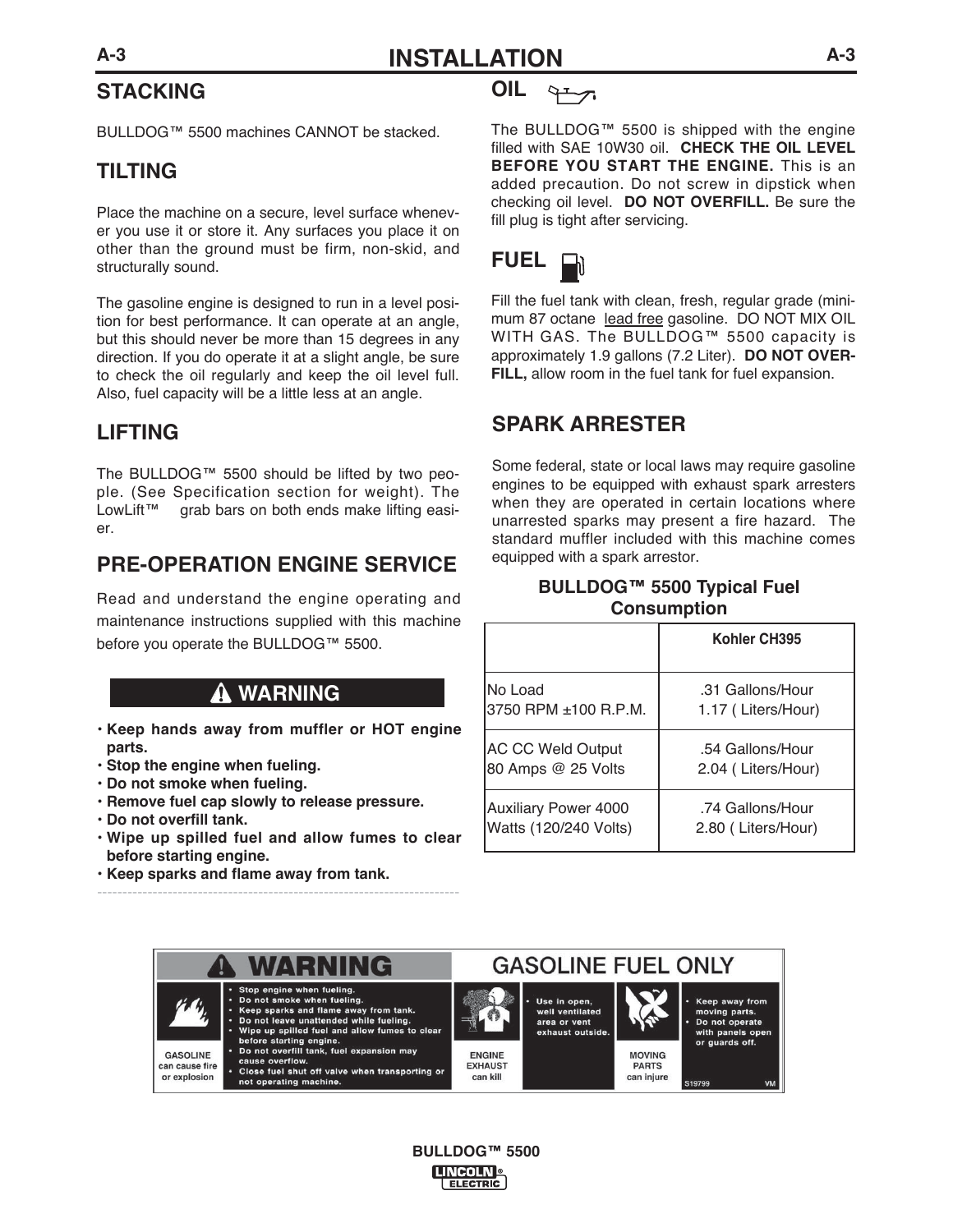# INSTALLATION

## STACKING

BULLDOG™ 5500 machines CANNOT be stacked.

## TILTING

Place the machine on a secure, level surface whenever you use it or store it. Any surfaces you place it on other than the ground must be firm, non-skid, and structurally sound.

The gasoline engine is designed to run in a level position for best performance. It can operate at an angle, but this should never be more than 15 degrees in any direction. If you do operate it at a slight angle, be sure to check the oil regularly and keep the oil level full. Also, fuel capacity will be a little less at an angle.

## LIFTING

The BULLDOG™ 5500 should be lifted by two people. (See Specification section for weight). The LowLift™ grab bars on both ends make lifting easier.

## PRE-OPERATION ENGINE SERVICE

Read and understand the engine operating and maintenance instructions supplied with this machine before you operate the BULLDOG™ 5500.

### ⚠ WARNING

- **Keep hands away from muffler or HOT engine parts.**
- **Stop the engine when fueling.**
- **Do not smoke when fueling.**
- **Remove fuel cap slowly to release pressure.**
- **Do not overfill tank.**
- **Wipe up spilled fuel and allow fumes to clear before starting engine.**
- **Keep sparks and flame away from tank.**

## OIL

The BULLDOG™ 5500 is shipped with the engine filled with SAE 10W30 oil. **CHECK THE OIL LEVEL BEFORE YOU START THE ENGINE.** This is an added precaution. Do not screw in dipstick when checking oil level. **DO NOT OVERFILL.** Be sure the fill plug is tight after servicing.

## FUEL

Fill the fuel tank with clean, fresh, regular grade (minimum 87 octane lead free gasoline. DO NOT MIX OIL WITH GAS. The BULLDOG™ 5500 capacity is approximately 1.9 gallons (7.2 Liter). **DO NOT OVERFILL,** allow room in the fuel tank for fuel expansion.

## SPARK ARRESTER

Some federal, state or local laws may require gasoline engines to be equipped with exhaust spark arresters when they are operated in certain locations where unarrested sparks may present a fire hazard. The standard muffler included with this machine comes equipped with a spark arrestor.

**BULLDOG™ 5500 Typical Fuel Consumption**

| | Kohler CH395 |
|---|---|
| No Load<br>3750 RPM ±100 R.P.M. | .31 Gallons/Hour<br>1.17 ( Liters/Hour) |
| AC CC Weld Output<br>80 Amps @ 25 Volts | .54 Gallons/Hour<br>2.04 ( Liters/Hour) |
| Auxiliary Power 4000<br>Watts (120/240 Volts) | .74 Gallons/Hour<br>2.80 ( Liters/Hour) |

**⚠ WARNING — GASOLINE FUEL ONLY**

**GASOLINE can cause fire or explosion**
- Stop engine when fueling.
- Do not smoke when fueling.
- Keep sparks and flame away from tank.
- Do not leave unattended while fueling.
- Wipe up spilled fuel and allow fumes to clear before starting engine.
- Do not overfill tank, fuel expansion may cause overflow.
- Close fuel shut off valve when transporting or not operating machine.

**ENGINE EXHAUST can kill**
- Use in open, well ventilated area or vent exhaust outside.

**MOVING PARTS can injure**
- Keep away from moving parts.
- Do not operate with panels open or guards off.

S19799 VM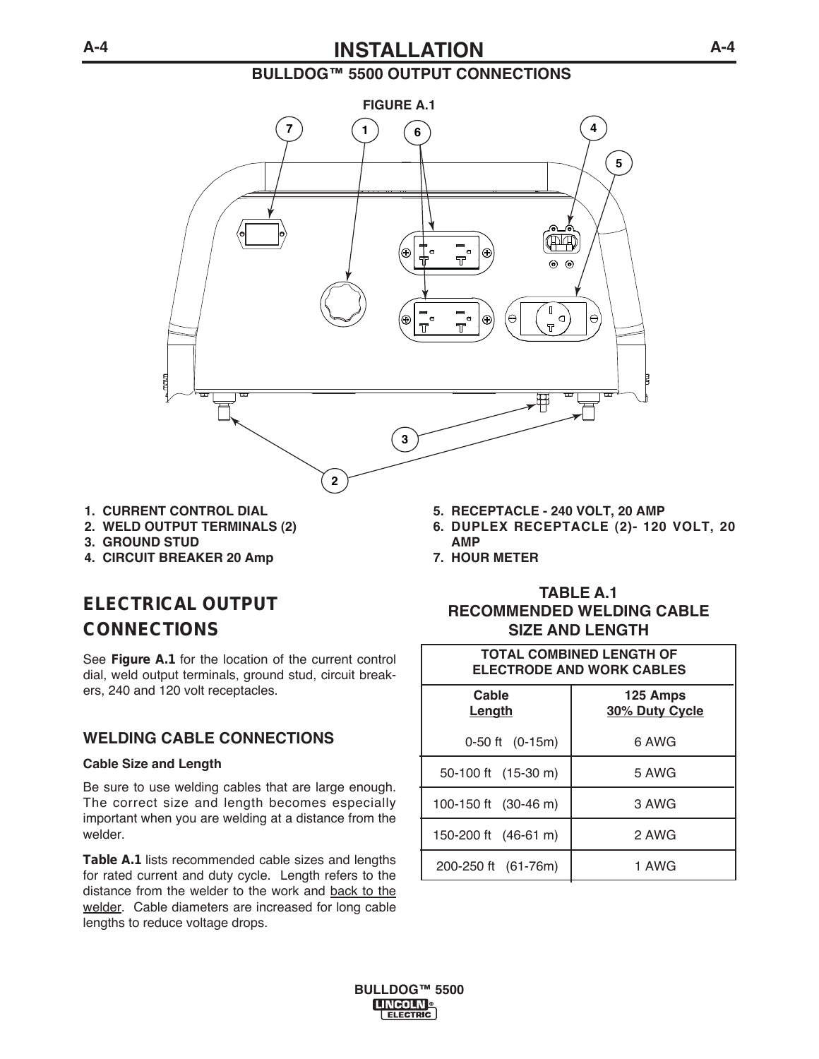## BULLDOG™ 5500 OUTPUT CONNECTIONS

**FIGURE A.1**

1. **CURRENT CONTROL DIAL**
2. **WELD OUTPUT TERMINALS (2)**
3. **GROUND STUD**
4. **CIRCUIT BREAKER 20 Amp**
5. **RECEPTACLE - 240 VOLT, 20 AMP**
6. **DUPLEX RECEPTACLE (2)- 120 VOLT, 20 AMP**
7. **HOUR METER**

## ELECTRICAL OUTPUT CONNECTIONS

See **Figure A.1** for the location of the current control dial, weld output terminals, ground stud, circuit breakers, 240 and 120 volt receptacles.

### WELDING CABLE CONNECTIONS

**Cable Size and Length**

Be sure to use welding cables that are large enough. The correct size and length becomes especially important when you are welding at a distance from the welder.

**Table A.1** lists recommended cable sizes and lengths for rated current and duty cycle. Length refers to the distance from the welder to the work and back to the welder. Cable diameters are increased for long cable lengths to reduce voltage drops.

**TABLE A.1**
**RECOMMENDED WELDING CABLE SIZE AND LENGTH**

| TOTAL COMBINED LENGTH OF ELECTRODE AND WORK CABLES | |
|---|---|
| **Cable Length** | **125 Amps 30% Duty Cycle** |
| 0-50 ft (0-15m) | 6 AWG |
| 50-100 ft (15-30 m) | 5 AWG |
| 100-150 ft (30-46 m) | 3 AWG |
| 150-200 ft (46-61 m) | 2 AWG |
| 200-250 ft (61-76m) | 1 AWG |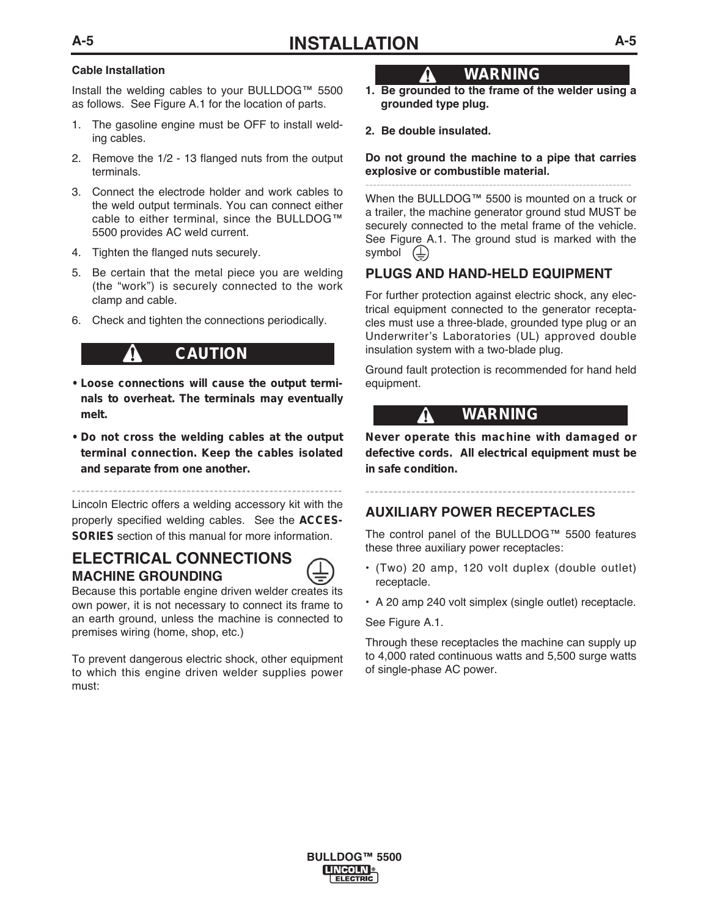# INSTALLATION

**Cable Installation**

Install the welding cables to your BULLDOG™ 5500 as follows. See Figure A.1 for the location of parts.

1. The gasoline engine must be OFF to install welding cables.
2. Remove the 1/2 - 13 flanged nuts from the output terminals.
3. Connect the electrode holder and work cables to the weld output terminals. You can connect either cable to either terminal, since the BULLDOG™ 5500 provides AC weld current.
4. Tighten the flanged nuts securely.
5. Be certain that the metal piece you are welding (the "work") is securely connected to the work clamp and cable.
6. Check and tighten the connections periodically.

**CAUTION**

- **Loose connections will cause the output terminals to overheat. The terminals may eventually melt.**
- **Do not cross the welding cables at the output terminal connection. Keep the cables isolated and separate from one another.**

---

Lincoln Electric offers a welding accessory kit with the properly specified welding cables. See the **ACCESSORIES** section of this manual for more information.

## ELECTRICAL CONNECTIONS

### MACHINE GROUNDING

Because this portable engine driven welder creates its own power, it is not necessary to connect its frame to an earth ground, unless the machine is connected to premises wiring (home, shop, etc.)

To prevent dangerous electric shock, other equipment to which this engine driven welder supplies power must:

**WARNING**

1. **Be grounded to the frame of the welder using a grounded type plug.**
2. **Be double insulated.**

**Do not ground the machine to a pipe that carries explosive or combustible material.**

---

When the BULLDOG™ 5500 is mounted on a truck or a trailer, the machine generator ground stud MUST be securely connected to the metal frame of the vehicle. See Figure A.1. The ground stud is marked with the symbol ⏚

### PLUGS AND HAND-HELD EQUIPMENT

For further protection against electric shock, any electrical equipment connected to the generator receptacles must use a three-blade, grounded type plug or an Underwriter's Laboratories (UL) approved double insulation system with a two-blade plug.

Ground fault protection is recommended for hand held equipment.

**WARNING**

**Never operate this machine with damaged or defective cords. All electrical equipment must be in safe condition.**

---

### AUXILIARY POWER RECEPTACLES

The control panel of the BULLDOG™ 5500 features these three auxiliary power receptacles:

- (Two) 20 amp, 120 volt duplex (double outlet) receptacle.
- A 20 amp 240 volt simplex (single outlet) receptacle.

See Figure A.1.

Through these receptacles the machine can supply up to 4,000 rated continuous watts and 5,500 surge watts of single-phase AC power.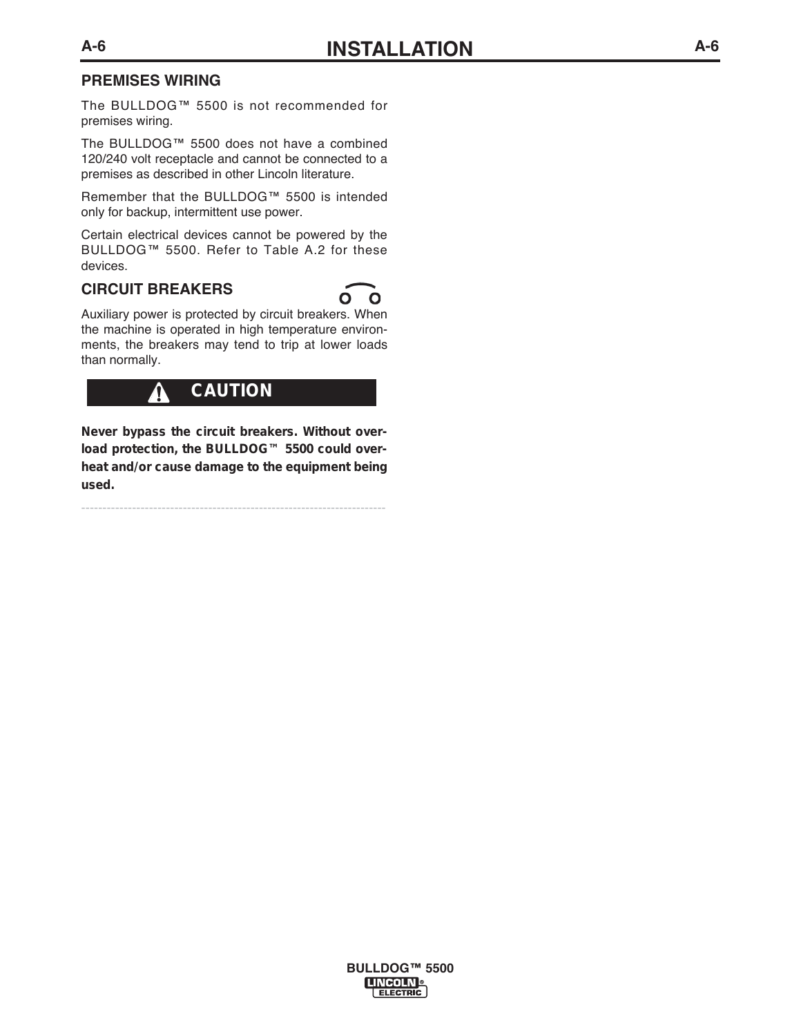## PREMISES WIRING

The BULLDOG™ 5500 is not recommended for premises wiring.

The BULLDOG™ 5500 does not have a combined 120/240 volt receptacle and cannot be connected to a premises as described in other Lincoln literature.

Remember that the BULLDOG™ 5500 is intended only for backup, intermittent use power.

Certain electrical devices cannot be powered by the BULLDOG™ 5500. Refer to Table A.2 for these devices.

## CIRCUIT BREAKERS

Auxiliary power is protected by circuit breakers. When the machine is operated in high temperature environments, the breakers may tend to trip at lower loads than normally.

**CAUTION**

**Never bypass the circuit breakers. Without overload protection, the BULLDOG™ 5500 could overheat and/or cause damage to the equipment being used.**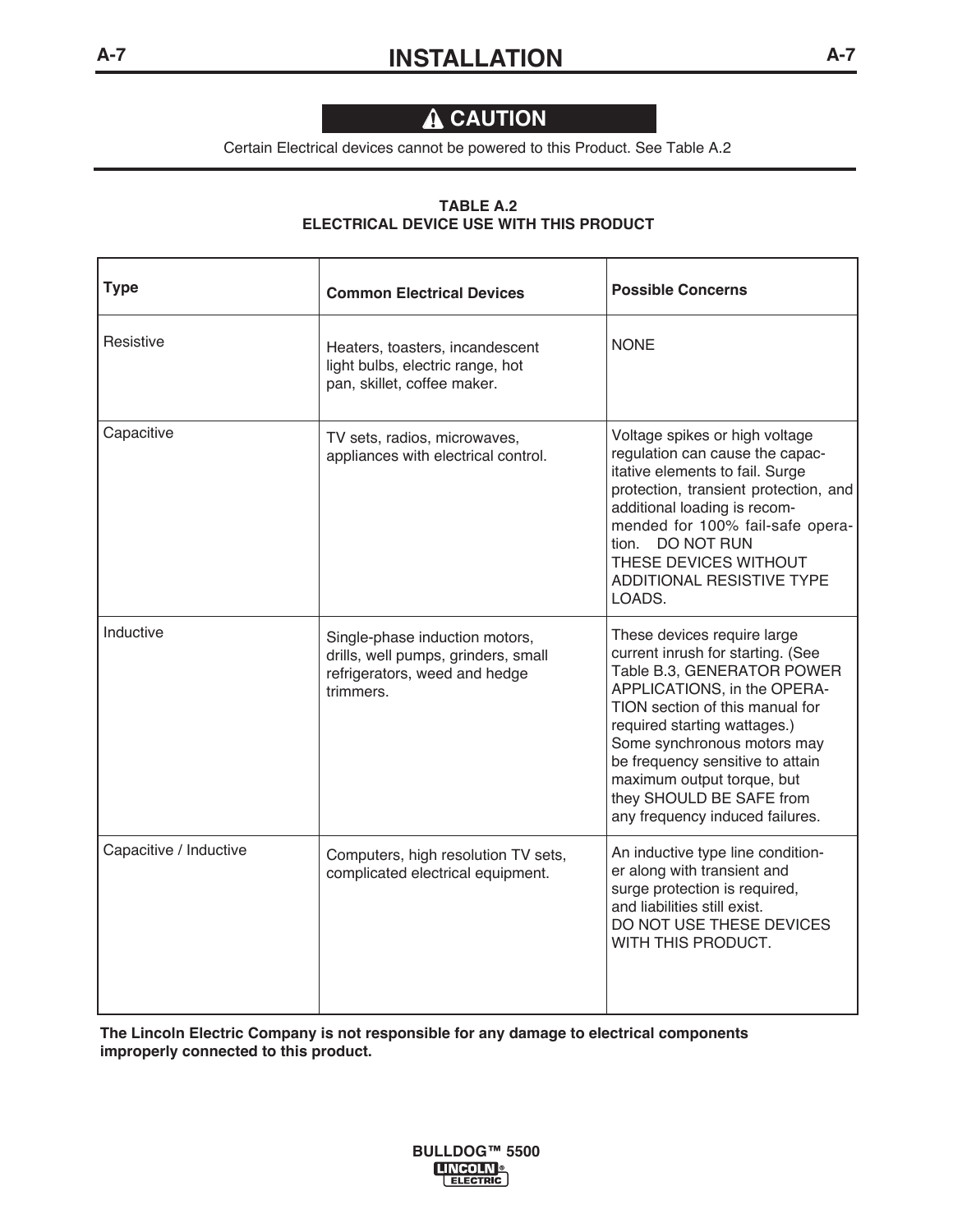# INSTALLATION

**⚠ CAUTION**

Certain Electrical devices cannot be powered to this Product. See Table A.2

**TABLE A.2**
**ELECTRICAL DEVICE USE WITH THIS PRODUCT**

| Type | Common Electrical Devices | Possible Concerns |
|---|---|---|
| Resistive | Heaters, toasters, incandescent light bulbs, electric range, hot pan, skillet, coffee maker. | NONE |
| Capacitive | TV sets, radios, microwaves, appliances with electrical control. | Voltage spikes or high voltage regulation can cause the capacitative elements to fail. Surge protection, transient protection, and additional loading is recommended for 100% fail-safe operation. DO NOT RUN THESE DEVICES WITHOUT ADDITIONAL RESISTIVE TYPE LOADS. |
| Inductive | Single-phase induction motors, drills, well pumps, grinders, small refrigerators, weed and hedge trimmers. | These devices require large current inrush for starting. (See Table B.3, GENERATOR POWER APPLICATIONS, in the OPERATION section of this manual for required starting wattages.) Some synchronous motors may be frequency sensitive to attain maximum output torque, but they SHOULD BE SAFE from any frequency induced failures. |
| Capacitive / Inductive | Computers, high resolution TV sets, complicated electrical equipment. | An inductive type line conditioner along with transient and surge protection is required, and liabilities still exist. DO NOT USE THESE DEVICES WITH THIS PRODUCT. |

**The Lincoln Electric Company is not responsible for any damage to electrical components improperly connected to this product.**